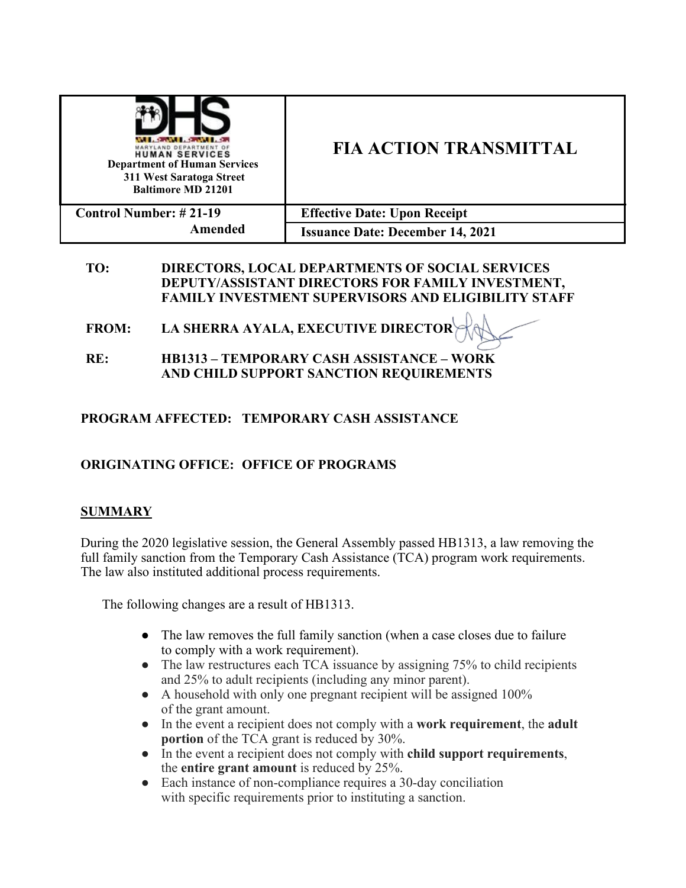| Department of Human Services<br>311 West Saratoga Street<br>Baltimore MD 21201 | **FIA ACTION TRANSMITTAL** |
|---|---|
| **Control Number: # 21-19 Amended** | **Effective Date: Upon Receipt** |
| | **Issuance Date: December 14, 2021** |

**TO:** DIRECTORS, LOCAL DEPARTMENTS OF SOCIAL SERVICES DEPUTY/ASSISTANT DIRECTORS FOR FAMILY INVESTMENT, FAMILY INVESTMENT SUPERVISORS AND ELIGIBILITY STAFF

**FROM:** LA SHERRA AYALA, EXECUTIVE DIRECTOR

**RE:** HB1313 – TEMPORARY CASH ASSISTANCE – WORK AND CHILD SUPPORT SANCTION REQUIREMENTS

**PROGRAM AFFECTED: TEMPORARY CASH ASSISTANCE**

**ORIGINATING OFFICE: OFFICE OF PROGRAMS**

## SUMMARY

During the 2020 legislative session, the General Assembly passed HB1313, a law removing the full family sanction from the Temporary Cash Assistance (TCA) program work requirements. The law also instituted additional process requirements.

The following changes are a result of HB1313.

- The law removes the full family sanction (when a case closes due to failure to comply with a work requirement).
- The law restructures each TCA issuance by assigning 75% to child recipients and 25% to adult recipients (including any minor parent).
- A household with only one pregnant recipient will be assigned 100% of the grant amount.
- In the event a recipient does not comply with a **work requirement**, the **adult portion** of the TCA grant is reduced by 30%.
- In the event a recipient does not comply with **child support requirements**, the **entire grant amount** is reduced by 25%.
- Each instance of non-compliance requires a 30-day conciliation with specific requirements prior to instituting a sanction.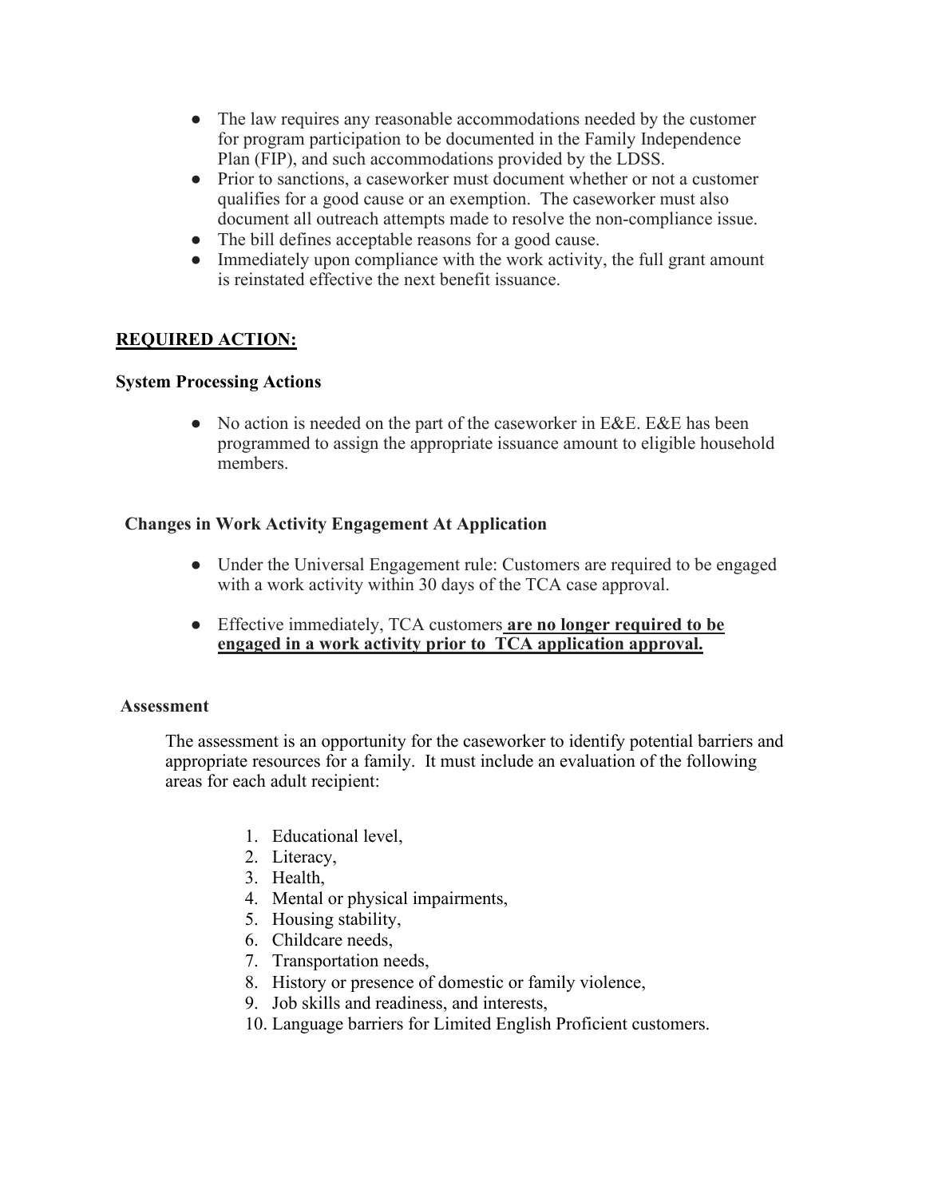- The law requires any reasonable accommodations needed by the customer for program participation to be documented in the Family Independence Plan (FIP), and such accommodations provided by the LDSS.
- Prior to sanctions, a caseworker must document whether or not a customer qualifies for a good cause or an exemption. The caseworker must also document all outreach attempts made to resolve the non-compliance issue.
- The bill defines acceptable reasons for a good cause.
- Immediately upon compliance with the work activity, the full grant amount is reinstated effective the next benefit issuance.

## <u>REQUIRED ACTION:</u>

### System Processing Actions

- No action is needed on the part of the caseworker in E&E. E&E has been programmed to assign the appropriate issuance amount to eligible household members.

### Changes in Work Activity Engagement At Application

- Under the Universal Engagement rule: Customers are required to be engaged with a work activity within 30 days of the TCA case approval.
- Effective immediately, TCA customers **<u>are no longer required to be engaged in a work activity prior to TCA application approval.</u>**

### Assessment

The assessment is an opportunity for the caseworker to identify potential barriers and appropriate resources for a family. It must include an evaluation of the following areas for each adult recipient:

1. Educational level,
2. Literacy,
3. Health,
4. Mental or physical impairments,
5. Housing stability,
6. Childcare needs,
7. Transportation needs,
8. History or presence of domestic or family violence,
9. Job skills and readiness, and interests,
10. Language barriers for Limited English Proficient customers.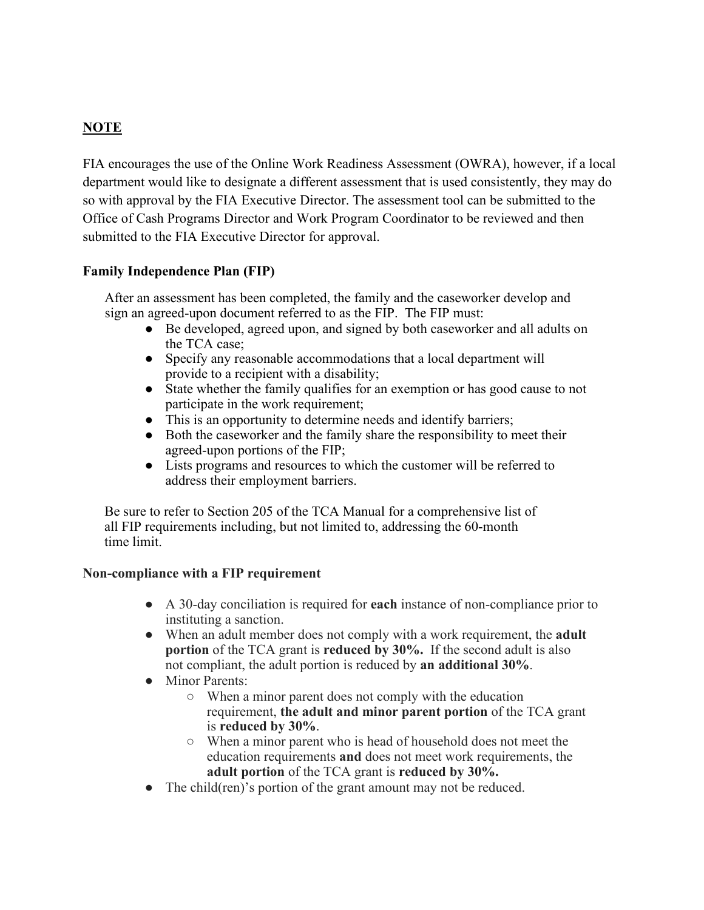**NOTE**

FIA encourages the use of the Online Work Readiness Assessment (OWRA), however, if a local department would like to designate a different assessment that is used consistently, they may do so with approval by the FIA Executive Director. The assessment tool can be submitted to the Office of Cash Programs Director and Work Program Coordinator to be reviewed and then submitted to the FIA Executive Director for approval.

**Family Independence Plan (FIP)**

After an assessment has been completed, the family and the caseworker develop and sign an agreed-upon document referred to as the FIP. The FIP must:

- Be developed, agreed upon, and signed by both caseworker and all adults on the TCA case;
- Specify any reasonable accommodations that a local department will provide to a recipient with a disability;
- State whether the family qualifies for an exemption or has good cause to not participate in the work requirement;
- This is an opportunity to determine needs and identify barriers;
- Both the caseworker and the family share the responsibility to meet their agreed-upon portions of the FIP;
- Lists programs and resources to which the customer will be referred to address their employment barriers.

Be sure to refer to Section 205 of the TCA Manual for a comprehensive list of all FIP requirements including, but not limited to, addressing the 60-month time limit.

**Non-compliance with a FIP requirement**

- A 30-day conciliation is required for **each** instance of non-compliance prior to instituting a sanction.
- When an adult member does not comply with a work requirement, the **adult portion** of the TCA grant is **reduced by 30%.** If the second adult is also not compliant, the adult portion is reduced by **an additional 30%**.
- Minor Parents:
  - When a minor parent does not comply with the education requirement, **the adult and minor parent portion** of the TCA grant is **reduced by 30%**.
  - When a minor parent who is head of household does not meet the education requirements **and** does not meet work requirements, the **adult portion** of the TCA grant is **reduced by 30%.**
- The child(ren)'s portion of the grant amount may not be reduced.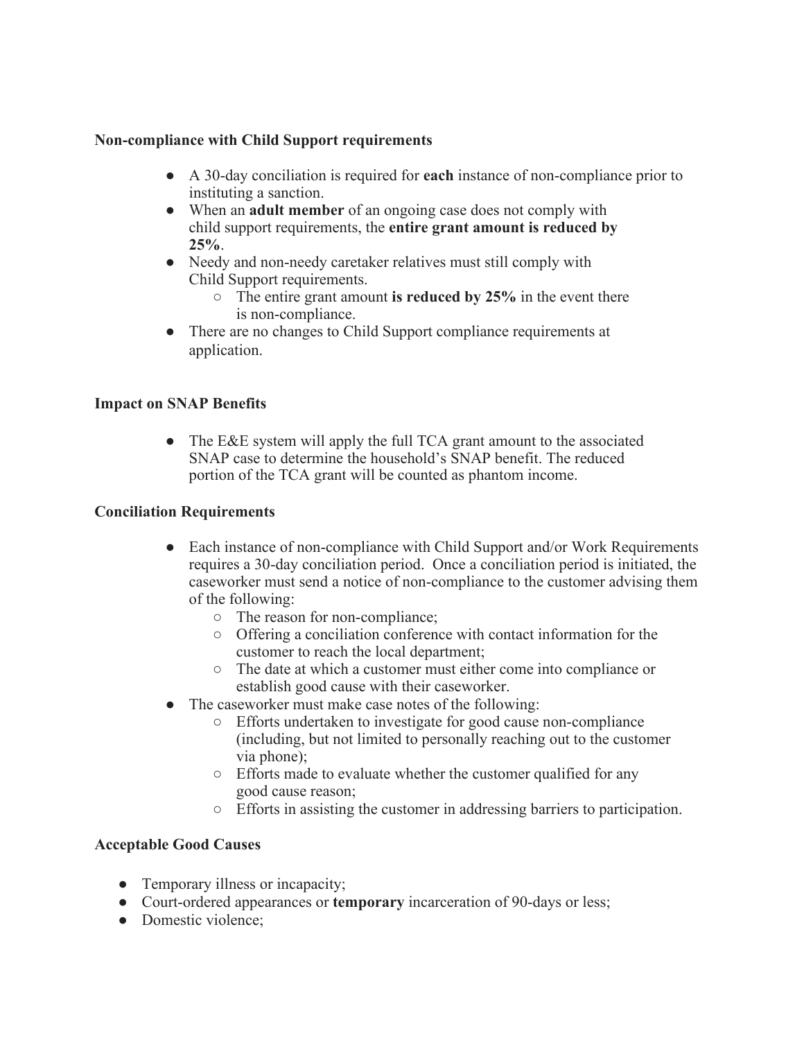**Non-compliance with Child Support requirements**

- A 30-day conciliation is required for **each** instance of non-compliance prior to instituting a sanction.
- When an **adult member** of an ongoing case does not comply with child support requirements, the **entire grant amount is reduced by 25%**.
- Needy and non-needy caretaker relatives must still comply with Child Support requirements.
  - The entire grant amount **is reduced by 25%** in the event there is non-compliance.
- There are no changes to Child Support compliance requirements at application.

**Impact on SNAP Benefits**

- The E&E system will apply the full TCA grant amount to the associated SNAP case to determine the household's SNAP benefit. The reduced portion of the TCA grant will be counted as phantom income.

**Conciliation Requirements**

- Each instance of non-compliance with Child Support and/or Work Requirements requires a 30-day conciliation period. Once a conciliation period is initiated, the caseworker must send a notice of non-compliance to the customer advising them of the following:
  - The reason for non-compliance;
  - Offering a conciliation conference with contact information for the customer to reach the local department;
  - The date at which a customer must either come into compliance or establish good cause with their caseworker.
- The caseworker must make case notes of the following:
  - Efforts undertaken to investigate for good cause non-compliance (including, but not limited to personally reaching out to the customer via phone);
  - Efforts made to evaluate whether the customer qualified for any good cause reason;
  - Efforts in assisting the customer in addressing barriers to participation.

**Acceptable Good Causes**

- Temporary illness or incapacity;
- Court-ordered appearances or **temporary** incarceration of 90-days or less;
- Domestic violence;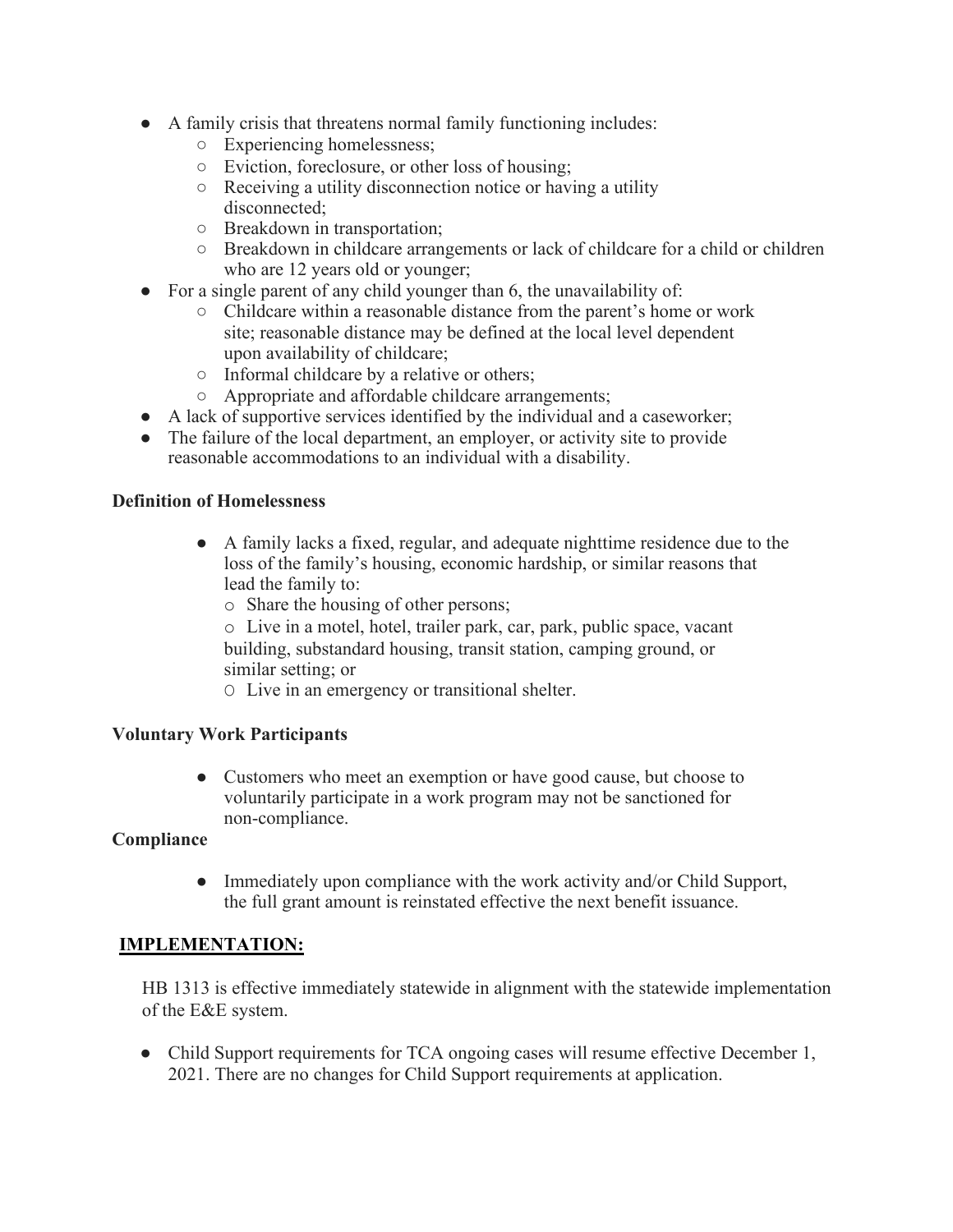- A family crisis that threatens normal family functioning includes:
  - Experiencing homelessness;
  - Eviction, foreclosure, or other loss of housing;
  - Receiving a utility disconnection notice or having a utility disconnected;
  - Breakdown in transportation;
  - Breakdown in childcare arrangements or lack of childcare for a child or children who are 12 years old or younger;
- For a single parent of any child younger than 6, the unavailability of:
  - Childcare within a reasonable distance from the parent's home or work site; reasonable distance may be defined at the local level dependent upon availability of childcare;
  - Informal childcare by a relative or others;
  - Appropriate and affordable childcare arrangements;
- A lack of supportive services identified by the individual and a caseworker;
- The failure of the local department, an employer, or activity site to provide reasonable accommodations to an individual with a disability.

**Definition of Homelessness**

- A family lacks a fixed, regular, and adequate nighttime residence due to the loss of the family's housing, economic hardship, or similar reasons that lead the family to:
  - Share the housing of other persons;
  - Live in a motel, hotel, trailer park, car, park, public space, vacant building, substandard housing, transit station, camping ground, or similar setting; or
  - Live in an emergency or transitional shelter.

**Voluntary Work Participants**

- Customers who meet an exemption or have good cause, but choose to voluntarily participate in a work program may not be sanctioned for non-compliance.

**Compliance**

- Immediately upon compliance with the work activity and/or Child Support, the full grant amount is reinstated effective the next benefit issuance.

**<u>IMPLEMENTATION:</u>**

HB 1313 is effective immediately statewide in alignment with the statewide implementation of the E&E system.

- Child Support requirements for TCA ongoing cases will resume effective December 1, 2021. There are no changes for Child Support requirements at application.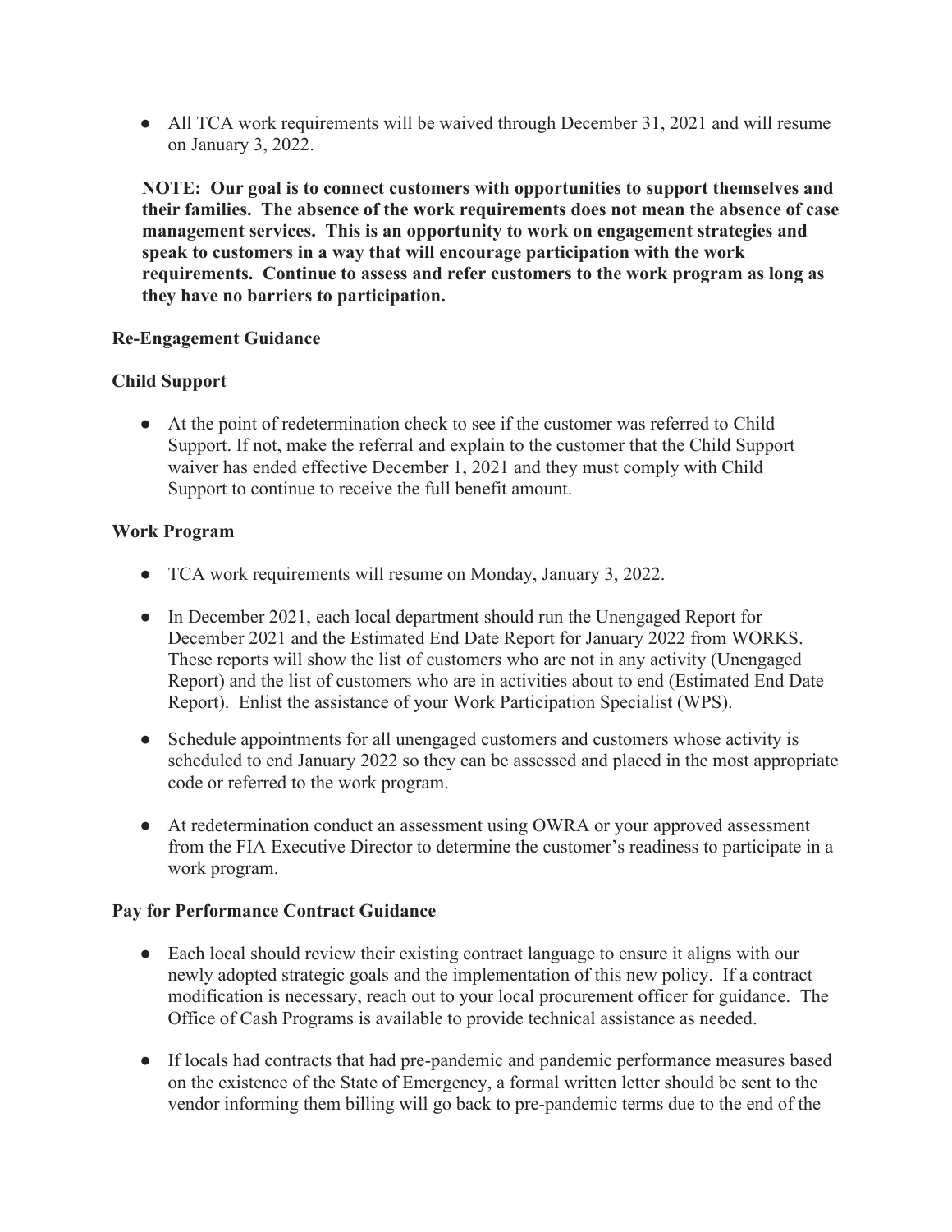- All TCA work requirements will be waived through December 31, 2021 and will resume on January 3, 2022.

**NOTE: Our goal is to connect customers with opportunities to support themselves and their families. The absence of the work requirements does not mean the absence of case management services. This is an opportunity to work on engagement strategies and speak to customers in a way that will encourage participation with the work requirements. Continue to assess and refer customers to the work program as long as they have no barriers to participation.**

**Re-Engagement Guidance**

**Child Support**

- At the point of redetermination check to see if the customer was referred to Child Support. If not, make the referral and explain to the customer that the Child Support waiver has ended effective December 1, 2021 and they must comply with Child Support to continue to receive the full benefit amount.

**Work Program**

- TCA work requirements will resume on Monday, January 3, 2022.
- In December 2021, each local department should run the Unengaged Report for December 2021 and the Estimated End Date Report for January 2022 from WORKS. These reports will show the list of customers who are not in any activity (Unengaged Report) and the list of customers who are in activities about to end (Estimated End Date Report). Enlist the assistance of your Work Participation Specialist (WPS).
- Schedule appointments for all unengaged customers and customers whose activity is scheduled to end January 2022 so they can be assessed and placed in the most appropriate code or referred to the work program.
- At redetermination conduct an assessment using OWRA or your approved assessment from the FIA Executive Director to determine the customer's readiness to participate in a work program.

**Pay for Performance Contract Guidance**

- Each local should review their existing contract language to ensure it aligns with our newly adopted strategic goals and the implementation of this new policy. If a contract modification is necessary, reach out to your local procurement officer for guidance. The Office of Cash Programs is available to provide technical assistance as needed.
- If locals had contracts that had pre-pandemic and pandemic performance measures based on the existence of the State of Emergency, a formal written letter should be sent to the vendor informing them billing will go back to pre-pandemic terms due to the end of the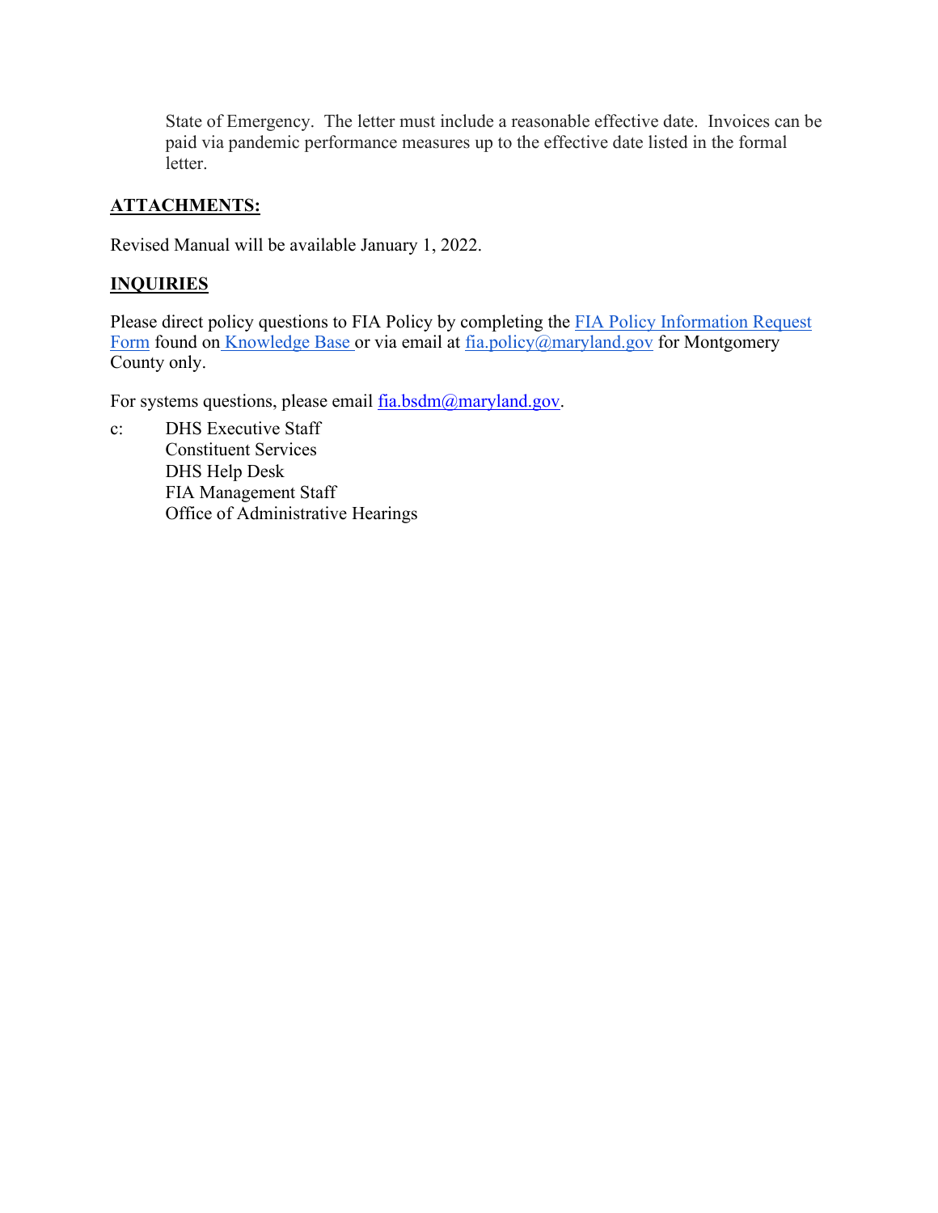State of Emergency. The letter must include a reasonable effective date. Invoices can be paid via pandemic performance measures up to the effective date listed in the formal letter.

**ATTACHMENTS:**

Revised Manual will be available January 1, 2022.

**INQUIRIES**

Please direct policy questions to FIA Policy by completing the FIA Policy Information Request Form found on Knowledge Base or via email at fia.policy@maryland.gov for Montgomery County only.

For systems questions, please email fia.bsdm@maryland.gov.

c: DHS Executive Staff
Constituent Services
DHS Help Desk
FIA Management Staff
Office of Administrative Hearings